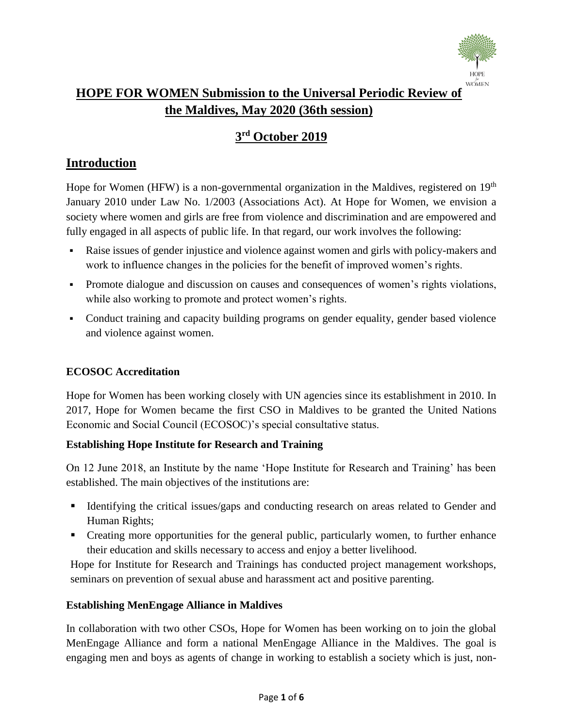# HOPE FOR WOMEN Submission to the Universal Periodic Review of the Maldives, May 2020 (36th session)

## 3rd October 2019

## Introduction

Hope for Women (HFW) is a non-governmental organization in the Maldives, registered on 19th January 2010 under Law No. 1/2003 (Associations Act). At Hope for Women, we envision a society where women and girls are free from violence and discrimination and are empowered and fully engaged in all aspects of public life. In that regard, our work involves the following:

- Raise issues of gender injustice and violence against women and girls with policy-makers and work to influence changes in the policies for the benefit of improved women's rights.
- Promote dialogue and discussion on causes and consequences of women's rights violations, while also working to promote and protect women's rights.
- Conduct training and capacity building programs on gender equality, gender based violence and violence against women.

### ECOSOC Accreditation

Hope for Women has been working closely with UN agencies since its establishment in 2010. In 2017, Hope for Women became the first CSO in Maldives to be granted the United Nations Economic and Social Council (ECOSOC)'s special consultative status.

### Establishing Hope Institute for Research and Training

On 12 June 2018, an Institute by the name 'Hope Institute for Research and Training' has been established. The main objectives of the institutions are:

- Identifying the critical issues/gaps and conducting research on areas related to Gender and Human Rights;
- Creating more opportunities for the general public, particularly women, to further enhance their education and skills necessary to access and enjoy a better livelihood.

Hope for Institute for Research and Trainings has conducted project management workshops, seminars on prevention of sexual abuse and harassment act and positive parenting.

### Establishing MenEngage Alliance in Maldives

In collaboration with two other CSOs, Hope for Women has been working on to join the global MenEngage Alliance and form a national MenEngage Alliance in the Maldives. The goal is engaging men and boys as agents of change in working to establish a society which is just, non-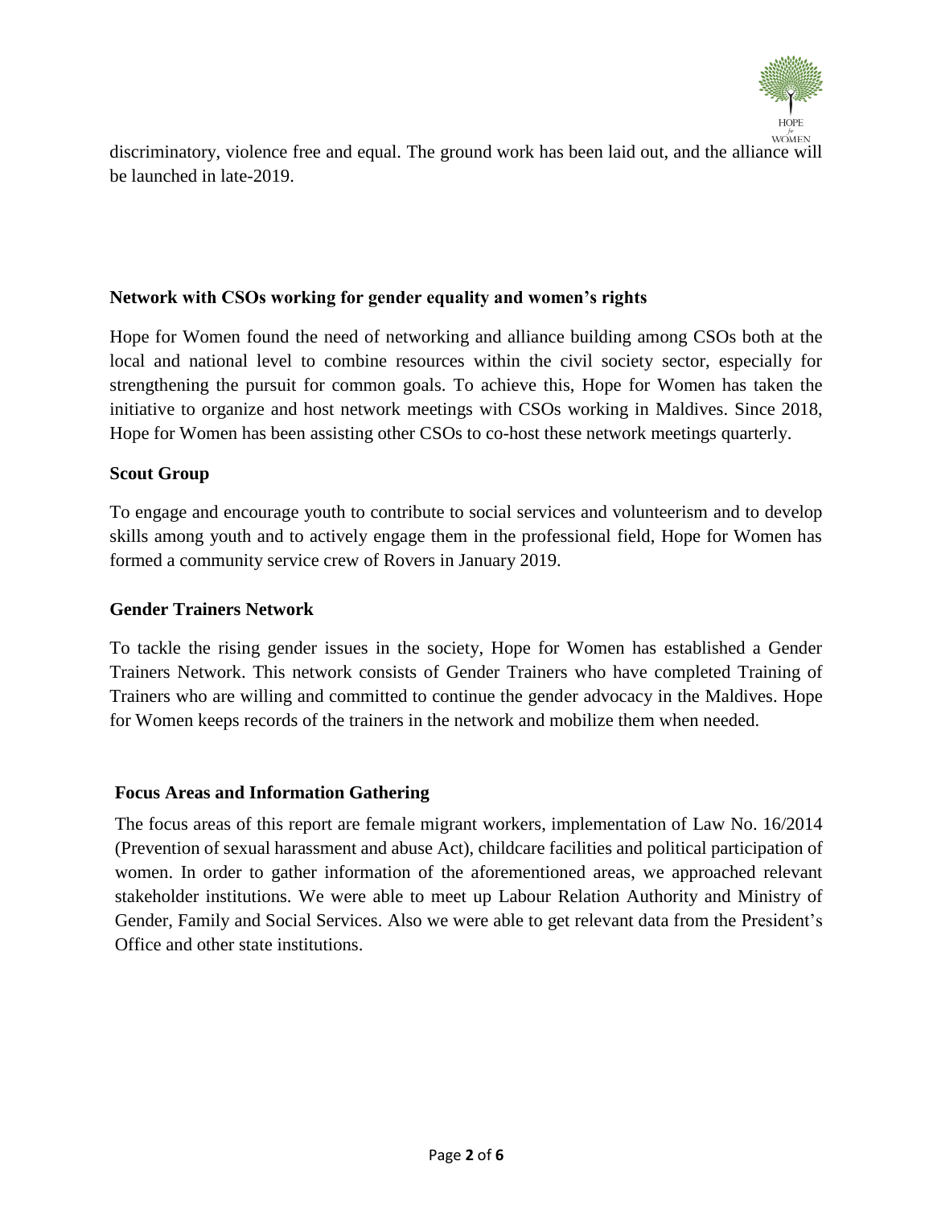discriminatory, violence free and equal. The ground work has been laid out, and the alliance will be launched in late-2019.

**Network with CSOs working for gender equality and women's rights**

Hope for Women found the need of networking and alliance building among CSOs both at the local and national level to combine resources within the civil society sector, especially for strengthening the pursuit for common goals. To achieve this, Hope for Women has taken the initiative to organize and host network meetings with CSOs working in Maldives. Since 2018, Hope for Women has been assisting other CSOs to co-host these network meetings quarterly.

**Scout Group**

To engage and encourage youth to contribute to social services and volunteerism and to develop skills among youth and to actively engage them in the professional field, Hope for Women has formed a community service crew of Rovers in January 2019.

**Gender Trainers Network**

To tackle the rising gender issues in the society, Hope for Women has established a Gender Trainers Network. This network consists of Gender Trainers who have completed Training of Trainers who are willing and committed to continue the gender advocacy in the Maldives. Hope for Women keeps records of the trainers in the network and mobilize them when needed.

**Focus Areas and Information Gathering**

The focus areas of this report are female migrant workers, implementation of Law No. 16/2014 (Prevention of sexual harassment and abuse Act), childcare facilities and political participation of women. In order to gather information of the aforementioned areas, we approached relevant stakeholder institutions. We were able to meet up Labour Relation Authority and Ministry of Gender, Family and Social Services. Also we were able to get relevant data from the President's Office and other state institutions.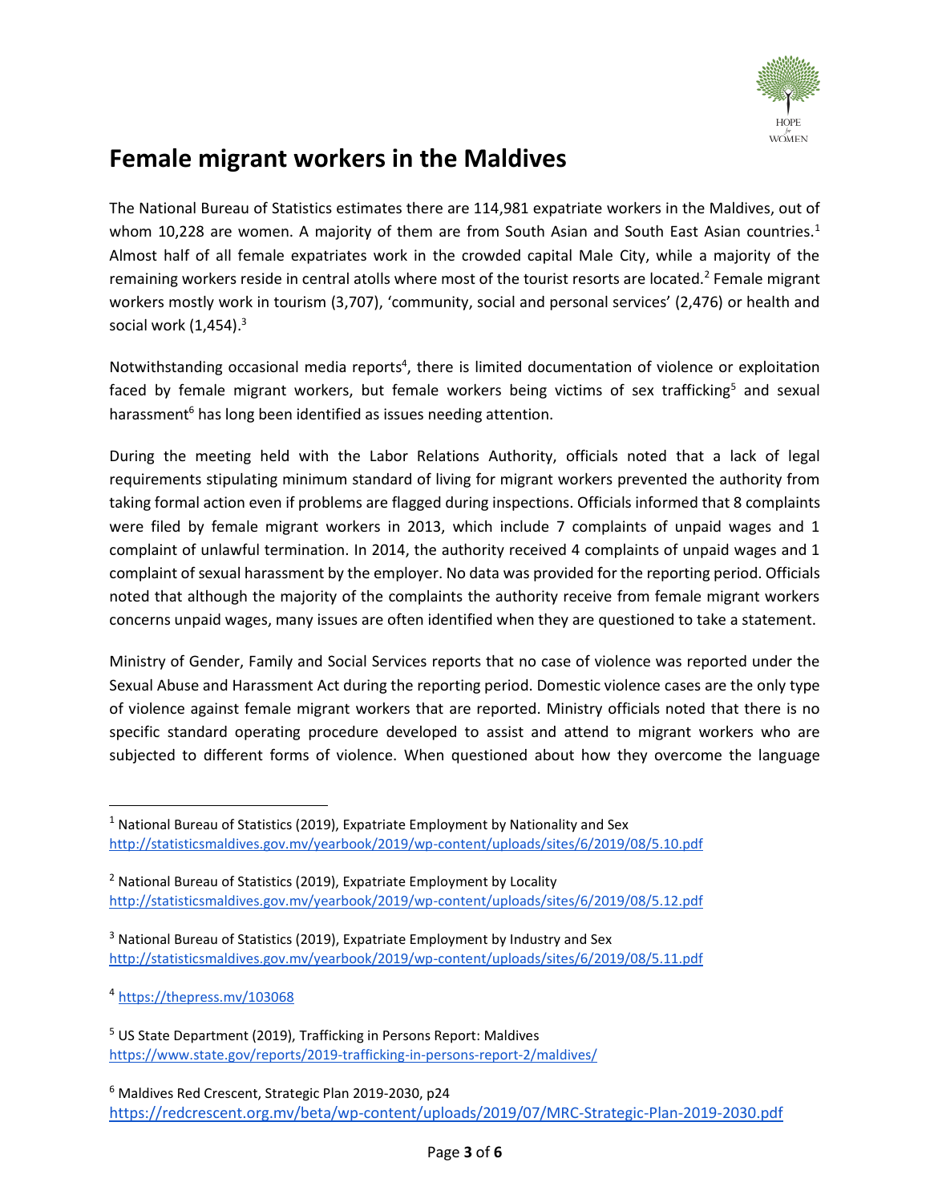# Female migrant workers in the Maldives

The National Bureau of Statistics estimates there are 114,981 expatriate workers in the Maldives, out of whom 10,228 are women. A majority of them are from South Asian and South East Asian countries.[1] Almost half of all female expatriates work in the crowded capital Male City, while a majority of the remaining workers reside in central atolls where most of the tourist resorts are located.[2] Female migrant workers mostly work in tourism (3,707), 'community, social and personal services' (2,476) or health and social work (1,454).[3]

Notwithstanding occasional media reports[4], there is limited documentation of violence or exploitation faced by female migrant workers, but female workers being victims of sex trafficking[5] and sexual harassment[6] has long been identified as issues needing attention.

During the meeting held with the Labor Relations Authority, officials noted that a lack of legal requirements stipulating minimum standard of living for migrant workers prevented the authority from taking formal action even if problems are flagged during inspections. Officials informed that 8 complaints were filed by female migrant workers in 2013, which include 7 complaints of unpaid wages and 1 complaint of unlawful termination. In 2014, the authority received 4 complaints of unpaid wages and 1 complaint of sexual harassment by the employer. No data was provided for the reporting period. Officials noted that although the majority of the complaints the authority receive from female migrant workers concerns unpaid wages, many issues are often identified when they are questioned to take a statement.

Ministry of Gender, Family and Social Services reports that no case of violence was reported under the Sexual Abuse and Harassment Act during the reporting period. Domestic violence cases are the only type of violence against female migrant workers that are reported. Ministry officials noted that there is no specific standard operating procedure developed to assist and attend to migrant workers who are subjected to different forms of violence. When questioned about how they overcome the language

---

[1] National Bureau of Statistics (2019), Expatriate Employment by Nationality and Sex http://statisticsmaldives.gov.mv/yearbook/2019/wp-content/uploads/sites/6/2019/08/5.10.pdf

[2] National Bureau of Statistics (2019), Expatriate Employment by Locality http://statisticsmaldives.gov.mv/yearbook/2019/wp-content/uploads/sites/6/2019/08/5.12.pdf

[3] National Bureau of Statistics (2019), Expatriate Employment by Industry and Sex http://statisticsmaldives.gov.mv/yearbook/2019/wp-content/uploads/sites/6/2019/08/5.11.pdf

[4] https://thepress.mv/103068

[5] US State Department (2019), Trafficking in Persons Report: Maldives https://www.state.gov/reports/2019-trafficking-in-persons-report-2/maldives/

[6] Maldives Red Crescent, Strategic Plan 2019-2030, p24 https://redcrescent.org.mv/beta/wp-content/uploads/2019/07/MRC-Strategic-Plan-2019-2030.pdf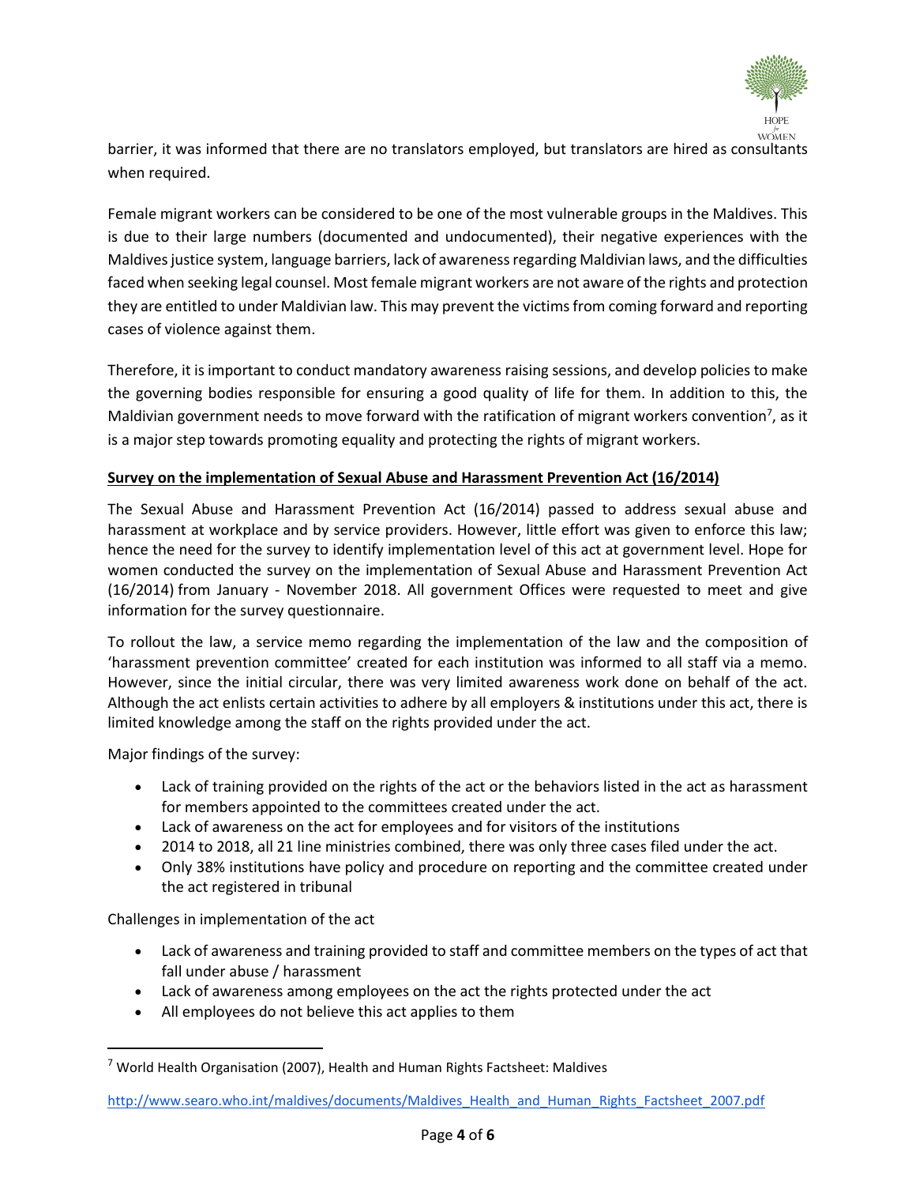barrier, it was informed that there are no translators employed, but translators are hired as consultants when required.

Female migrant workers can be considered to be one of the most vulnerable groups in the Maldives. This is due to their large numbers (documented and undocumented), their negative experiences with the Maldives justice system, language barriers, lack of awareness regarding Maldivian laws, and the difficulties faced when seeking legal counsel. Most female migrant workers are not aware of the rights and protection they are entitled to under Maldivian law. This may prevent the victims from coming forward and reporting cases of violence against them.

Therefore, it is important to conduct mandatory awareness raising sessions, and develop policies to make the governing bodies responsible for ensuring a good quality of life for them. In addition to this, the Maldivian government needs to move forward with the ratification of migrant workers convention[7], as it is a major step towards promoting equality and protecting the rights of migrant workers.

**Survey on the implementation of Sexual Abuse and Harassment Prevention Act (16/2014)**

The Sexual Abuse and Harassment Prevention Act (16/2014) passed to address sexual abuse and harassment at workplace and by service providers. However, little effort was given to enforce this law; hence the need for the survey to identify implementation level of this act at government level. Hope for women conducted the survey on the implementation of Sexual Abuse and Harassment Prevention Act (16/2014) from January - November 2018. All government Offices were requested to meet and give information for the survey questionnaire.

To rollout the law, a service memo regarding the implementation of the law and the composition of 'harassment prevention committee' created for each institution was informed to all staff via a memo. However, since the initial circular, there was very limited awareness work done on behalf of the act. Although the act enlists certain activities to adhere by all employers & institutions under this act, there is limited knowledge among the staff on the rights provided under the act.

Major findings of the survey:

- Lack of training provided on the rights of the act or the behaviors listed in the act as harassment for members appointed to the committees created under the act.
- Lack of awareness on the act for employees and for visitors of the institutions
- 2014 to 2018, all 21 line ministries combined, there was only three cases filed under the act.
- Only 38% institutions have policy and procedure on reporting and the committee created under the act registered in tribunal

Challenges in implementation of the act

- Lack of awareness and training provided to staff and committee members on the types of act that fall under abuse / harassment
- Lack of awareness among employees on the act the rights protected under the act
- All employees do not believe this act applies to them

[7] World Health Organisation (2007), Health and Human Rights Factsheet: Maldives

http://www.searo.who.int/maldives/documents/Maldives_Health_and_Human_Rights_Factsheet_2007.pdf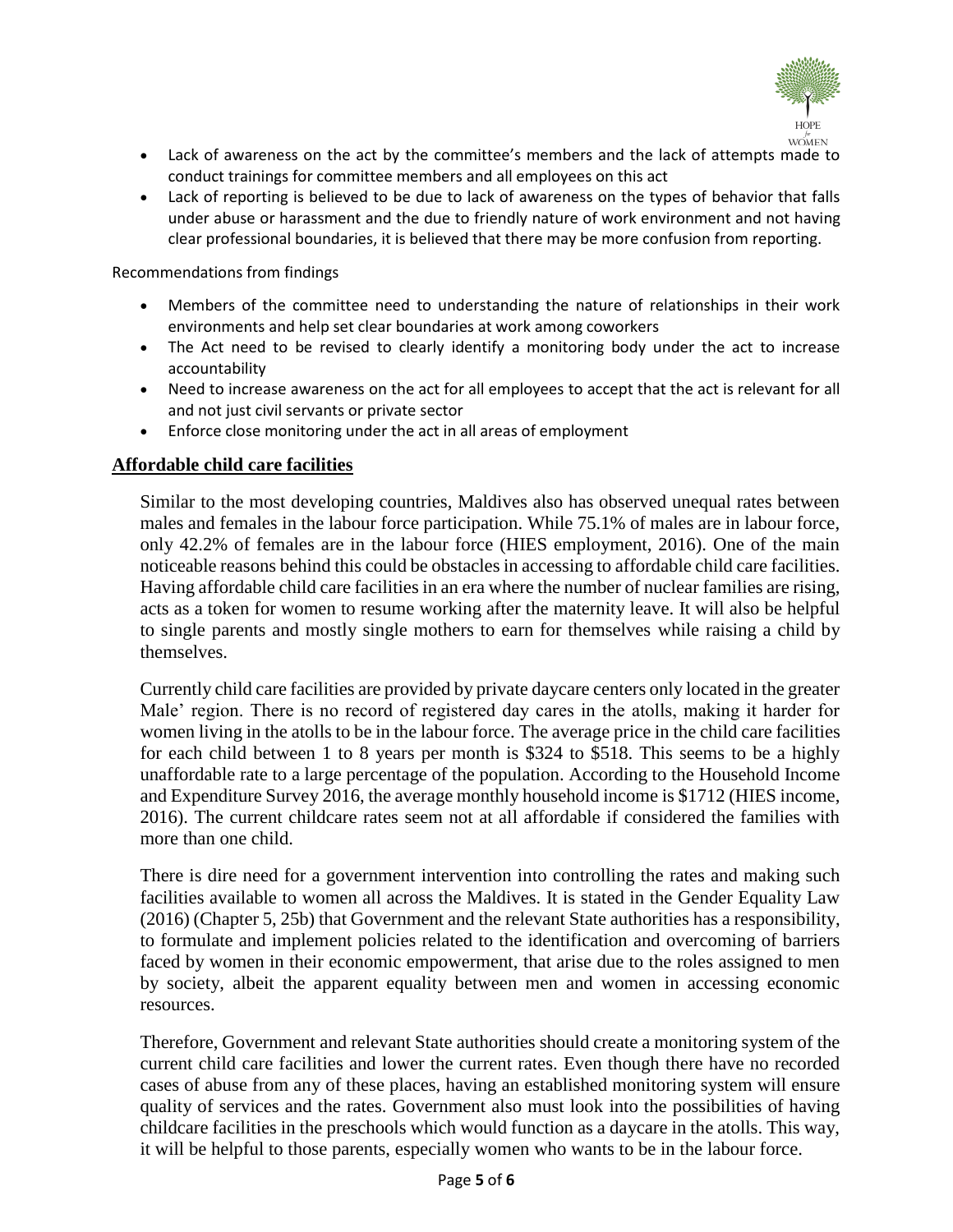- Lack of awareness on the act by the committee's members and the lack of attempts made to conduct trainings for committee members and all employees on this act
- Lack of reporting is believed to be due to lack of awareness on the types of behavior that falls under abuse or harassment and the due to friendly nature of work environment and not having clear professional boundaries, it is believed that there may be more confusion from reporting.

Recommendations from findings

- Members of the committee need to understanding the nature of relationships in their work environments and help set clear boundaries at work among coworkers
- The Act need to be revised to clearly identify a monitoring body under the act to increase accountability
- Need to increase awareness on the act for all employees to accept that the act is relevant for all and not just civil servants or private sector
- Enforce close monitoring under the act in all areas of employment

## Affordable child care facilities

Similar to the most developing countries, Maldives also has observed unequal rates between males and females in the labour force participation. While 75.1% of males are in labour force, only 42.2% of females are in the labour force (HIES employment, 2016). One of the main noticeable reasons behind this could be obstacles in accessing to affordable child care facilities. Having affordable child care facilities in an era where the number of nuclear families are rising, acts as a token for women to resume working after the maternity leave. It will also be helpful to single parents and mostly single mothers to earn for themselves while raising a child by themselves.

Currently child care facilities are provided by private daycare centers only located in the greater Male' region. There is no record of registered day cares in the atolls, making it harder for women living in the atolls to be in the labour force. The average price in the child care facilities for each child between 1 to 8 years per month is $324 to $518. This seems to be a highly unaffordable rate to a large percentage of the population. According to the Household Income and Expenditure Survey 2016, the average monthly household income is $1712 (HIES income, 2016). The current childcare rates seem not at all affordable if considered the families with more than one child.

There is dire need for a government intervention into controlling the rates and making such facilities available to women all across the Maldives. It is stated in the Gender Equality Law (2016) (Chapter 5, 25b) that Government and the relevant State authorities has a responsibility, to formulate and implement policies related to the identification and overcoming of barriers faced by women in their economic empowerment, that arise due to the roles assigned to men by society, albeit the apparent equality between men and women in accessing economic resources.

Therefore, Government and relevant State authorities should create a monitoring system of the current child care facilities and lower the current rates. Even though there have no recorded cases of abuse from any of these places, having an established monitoring system will ensure quality of services and the rates. Government also must look into the possibilities of having childcare facilities in the preschools which would function as a daycare in the atolls. This way, it will be helpful to those parents, especially women who wants to be in the labour force.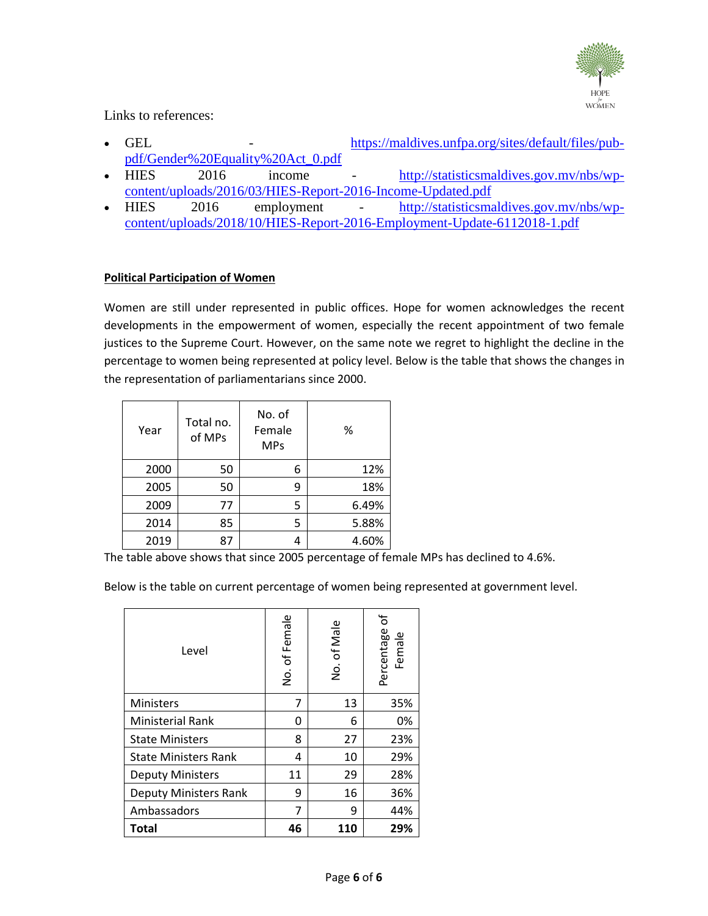Links to references:

- GEL - https://maldives.unfpa.org/sites/default/files/pub-pdf/Gender%20Equality%20Act_0.pdf
- HIES 2016 income - http://statisticsmaldives.gov.mv/nbs/wp-content/uploads/2016/03/HIES-Report-2016-Income-Updated.pdf
- HIES 2016 employment - http://statisticsmaldives.gov.mv/nbs/wp-content/uploads/2018/10/HIES-Report-2016-Employment-Update-6112018-1.pdf

**Political Participation of Women**

Women are still under represented in public offices. Hope for women acknowledges the recent developments in the empowerment of women, especially the recent appointment of two female justices to the Supreme Court. However, on the same note we regret to highlight the decline in the percentage to women being represented at policy level. Below is the table that shows the changes in the representation of parliamentarians since 2000.

| Year | Total no. of MPs | No. of Female MPs | % |
|---|---|---|---|
| 2000 | 50 | 6 | 12% |
| 2005 | 50 | 9 | 18% |
| 2009 | 77 | 5 | 6.49% |
| 2014 | 85 | 5 | 5.88% |
| 2019 | 87 | 4 | 4.60% |

The table above shows that since 2005 percentage of female MPs has declined to 4.6%.

Below is the table on current percentage of women being represented at government level.

| Level | No. of Female | No. of Male | Percentage of Female |
|---|---|---|---|
| Ministers | 7 | 13 | 35% |
| Ministerial Rank | 0 | 6 | 0% |
| State Ministers | 8 | 27 | 23% |
| State Ministers Rank | 4 | 10 | 29% |
| Deputy Ministers | 11 | 29 | 28% |
| Deputy Ministers Rank | 9 | 16 | 36% |
| Ambassadors | 7 | 9 | 44% |
| **Total** | **46** | **110** | **29%** |